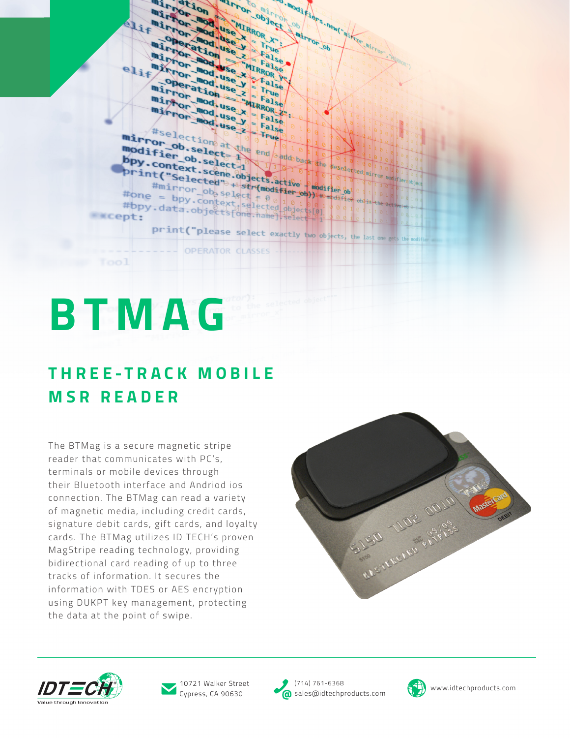# BTMAG

## THREE-TRACK MOBILE MSR READER

The BTMag is a secure magnetic stripe reader that communicates with PC's, terminals or mobile devices through their Bluetooth interface and Andriod ios connection. The BTMag can read a variety of magnetic media, including credit cards, signature debit cards, gift cards, and loyalty cards. The BTMag utilizes ID TECH's proven MagStripe reading technology, providing bidirectional card reading of up to three tracks of information. It secures the information with TDES or AES encryption using DUKPT key management, protecting the data at the point of swipe.

IDTECH Value through Innovation

10721 Walker Street
Cypress, CA 90630

(714) 761-6368
sales@idtechproducts.com

www.idtechproducts.com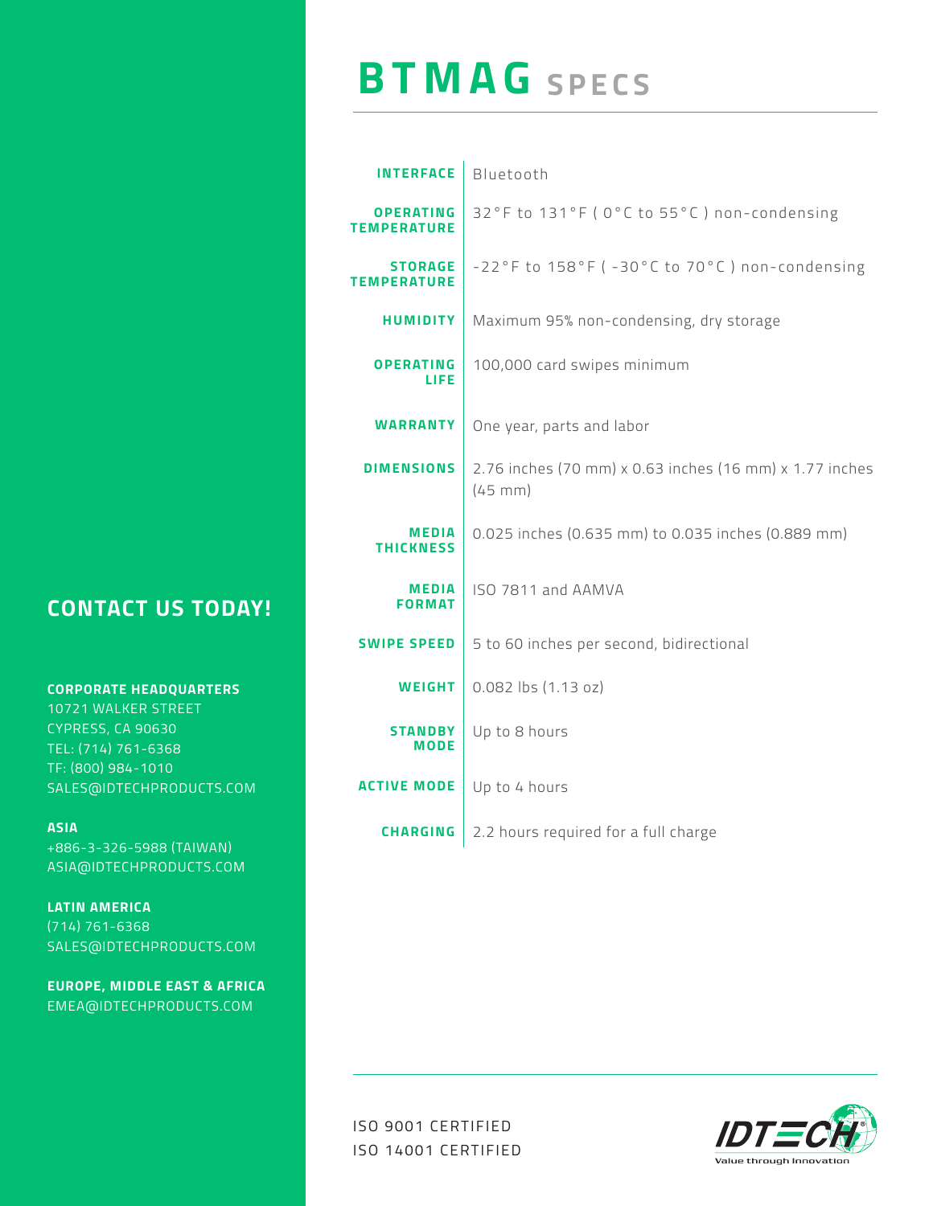# BTMAG SPECS

| | |
|---|---|
| **INTERFACE** | Bluetooth |
| **OPERATING TEMPERATURE** | 32°F to 131°F ( 0°C to 55°C ) non-condensing |
| **STORAGE TEMPERATURE** | -22°F to 158°F ( -30°C to 70°C ) non-condensing |
| **HUMIDITY** | Maximum 95% non-condensing, dry storage |
| **OPERATING LIFE** | 100,000 card swipes minimum |
| **WARRANTY** | One year, parts and labor |
| **DIMENSIONS** | 2.76 inches (70 mm) x 0.63 inches (16 mm) x 1.77 inches (45 mm) |
| **MEDIA THICKNESS** | 0.025 inches (0.635 mm) to 0.035 inches (0.889 mm) |
| **MEDIA FORMAT** | ISO 7811 and AAMVA |
| **SWIPE SPEED** | 5 to 60 inches per second, bidirectional |
| **WEIGHT** | 0.082 lbs (1.13 oz) |
| **STANDBY MODE** | Up to 8 hours |
| **ACTIVE MODE** | Up to 4 hours |
| **CHARGING** | 2.2 hours required for a full charge |

## CONTACT US TODAY!

**CORPORATE HEADQUARTERS**
10721 WALKER STREET
CYPRESS, CA 90630
TEL: (714) 761-6368
TF: (800) 984-1010
SALES@IDTECHPRODUCTS.COM

**ASIA**
+886-3-326-5988 (TAIWAN)
ASIA@IDTECHPRODUCTS.COM

**LATIN AMERICA**
(714) 761-6368
SALES@IDTECHPRODUCTS.COM

**EUROPE, MIDDLE EAST & AFRICA**
EMEA@IDTECHPRODUCTS.COM

ISO 9001 CERTIFIED
ISO 14001 CERTIFIED

IDTECH
Value through Innovation